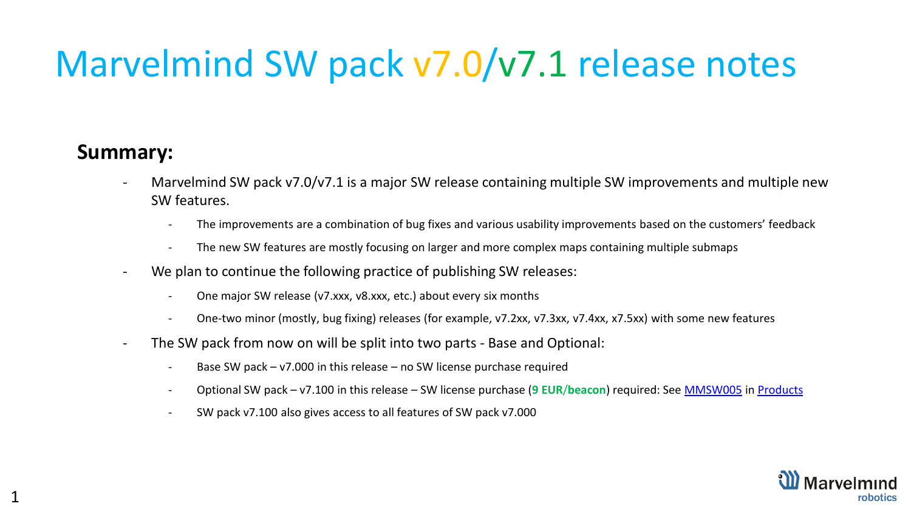# Marvelmind SW pack v7.0/v7.1 release notes

## Summary:

- Marvelmind SW pack v7.0/v7.1 is a major SW release containing multiple SW improvements and multiple new SW features.
  - The improvements are a combination of bug fixes and various usability improvements based on the customers' feedback
  - The new SW features are mostly focusing on larger and more complex maps containing multiple submaps
- We plan to continue the following practice of publishing SW releases:
  - One major SW release (v7.xxx, v8.xxx, etc.) about every six months
  - One-two minor (mostly, bug fixing) releases (for example, v7.2xx, v7.3xx, v7.4xx, x7.5xx) with some new features
- The SW pack from now on will be split into two parts - Base and Optional:
  - Base SW pack – v7.000 in this release – no SW license purchase required
  - Optional SW pack – v7.100 in this release – SW license purchase (**9 EUR/beacon**) required: See MMSW005 in Products
  - SW pack v7.100 also gives access to all features of SW pack v7.000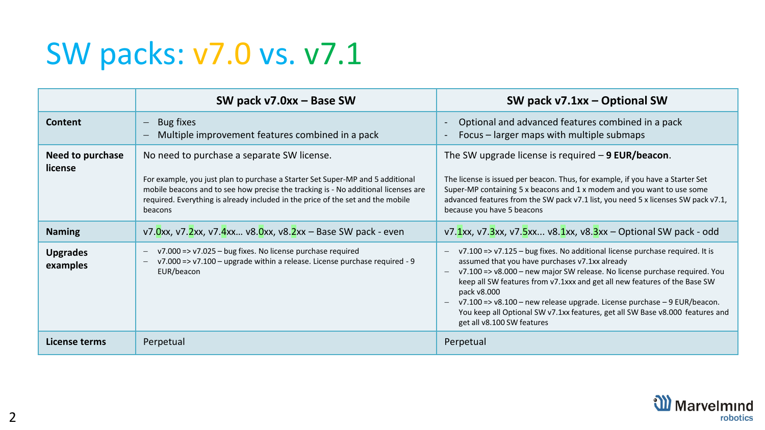# SW packs: v7.0 vs. v7.1

| | SW pack v7.0xx – Base SW | SW pack v7.1xx – Optional SW |
|---|---|---|
| **Content** | – Bug fixes<br>– Multiple improvement features combined in a pack | - Optional and advanced features combined in a pack<br>- Focus – larger maps with multiple submaps |
| **Need to purchase license** | No need to purchase a separate SW license.<br><br>For example, you just plan to purchase a Starter Set Super-MP and 5 additional mobile beacons and to see how precise the tracking is - No additional licenses are required. Everything is already included in the price of the set and the mobile beacons | The SW upgrade license is required – **9 EUR/beacon**.<br><br>The license is issued per beacon. Thus, for example, if you have a Starter Set Super-MP containing 5 x beacons and 1 x modem and you want to use some advanced features from the SW pack v7.1 list, you need 5 x licenses SW pack v7.1, because you have 5 beacons |
| **Naming** | v7.0xx, v7.2xx, v7.4xx… v8.0xx, v8.2xx – Base SW pack - even | v7.1xx, v7.3xx, v7.5xx... v8.1xx, v8.3xx – Optional SW pack - odd |
| **Upgrades examples** | – v7.000 => v7.025 – bug fixes. No license purchase required<br>– v7.000 => v7.100 – upgrade within a release. License purchase required - 9 EUR/beacon | – v7.100 => v7.125 – bug fixes. No additional license purchase required. It is assumed that you have purchases v7.1xx already<br>– v7.100 => v8.000 – new major SW release. No license purchase required. You keep all SW features from v7.1xxx and get all new features of the Base SW pack v8.000<br>– v7.100 => v8.100 – new release upgrade. License purchase – 9 EUR/beacon. You keep all Optional SW v7.1xx features, get all SW Base v8.000 features and get all v8.100 SW features |
| **License terms** | Perpetual | Perpetual |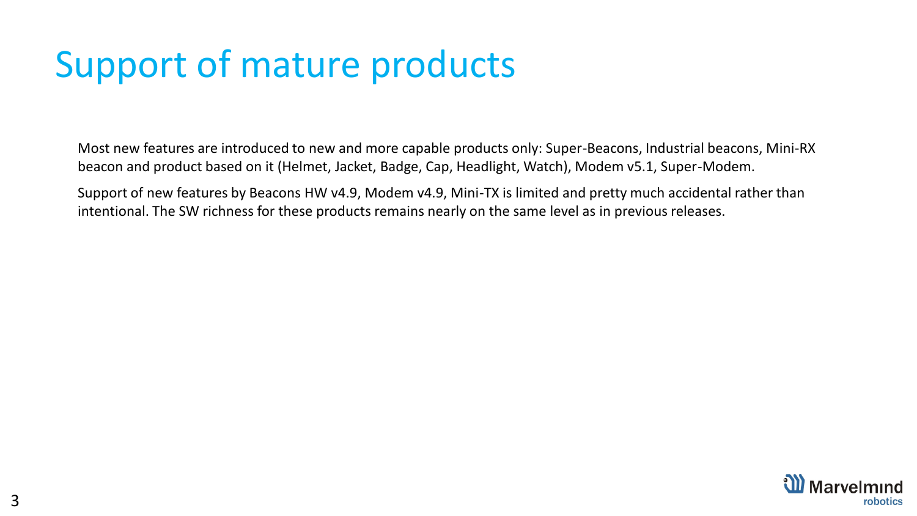# Support of mature products

Most new features are introduced to new and more capable products only: Super-Beacons, Industrial beacons, Mini-RX beacon and product based on it (Helmet, Jacket, Badge, Cap, Headlight, Watch), Modem v5.1, Super-Modem.

Support of new features by Beacons HW v4.9, Modem v4.9, Mini-TX is limited and pretty much accidental rather than intentional. The SW richness for these products remains nearly on the same level as in previous releases.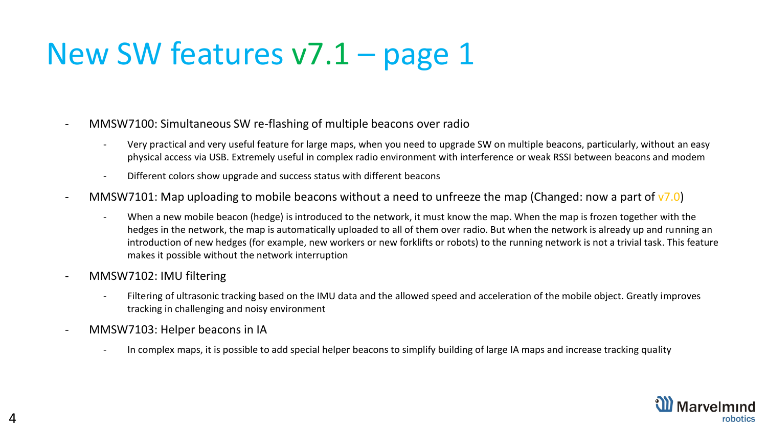# New SW features v7.1 – page 1

- MMSW7100: Simultaneous SW re-flashing of multiple beacons over radio
  - Very practical and very useful feature for large maps, when you need to upgrade SW on multiple beacons, particularly, without an easy physical access via USB. Extremely useful in complex radio environment with interference or weak RSSI between beacons and modem
  - Different colors show upgrade and success status with different beacons
- MMSW7101: Map uploading to mobile beacons without a need to unfreeze the map (Changed: now a part of v7.0)
  - When a new mobile beacon (hedge) is introduced to the network, it must know the map. When the map is frozen together with the hedges in the network, the map is automatically uploaded to all of them over radio. But when the network is already up and running an introduction of new hedges (for example, new workers or new forklifts or robots) to the running network is not a trivial task. This feature makes it possible without the network interruption
- MMSW7102: IMU filtering
  - Filtering of ultrasonic tracking based on the IMU data and the allowed speed and acceleration of the mobile object. Greatly improves tracking in challenging and noisy environment
- MMSW7103: Helper beacons in IA
  - In complex maps, it is possible to add special helper beacons to simplify building of large IA maps and increase tracking quality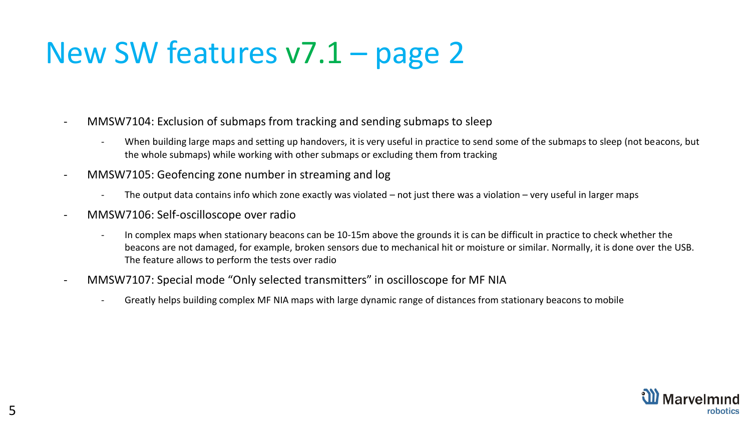# New SW features v7.1 – page 2

- MMSW7104: Exclusion of submaps from tracking and sending submaps to sleep
  - When building large maps and setting up handovers, it is very useful in practice to send some of the submaps to sleep (not beacons, but the whole submaps) while working with other submaps or excluding them from tracking
- MMSW7105: Geofencing zone number in streaming and log
  - The output data contains info which zone exactly was violated – not just there was a violation – very useful in larger maps
- MMSW7106: Self-oscilloscope over radio
  - In complex maps when stationary beacons can be 10-15m above the grounds it is can be difficult in practice to check whether the beacons are not damaged, for example, broken sensors due to mechanical hit or moisture or similar. Normally, it is done over the USB. The feature allows to perform the tests over radio
- MMSW7107: Special mode "Only selected transmitters" in oscilloscope for MF NIA
  - Greatly helps building complex MF NIA maps with large dynamic range of distances from stationary beacons to mobile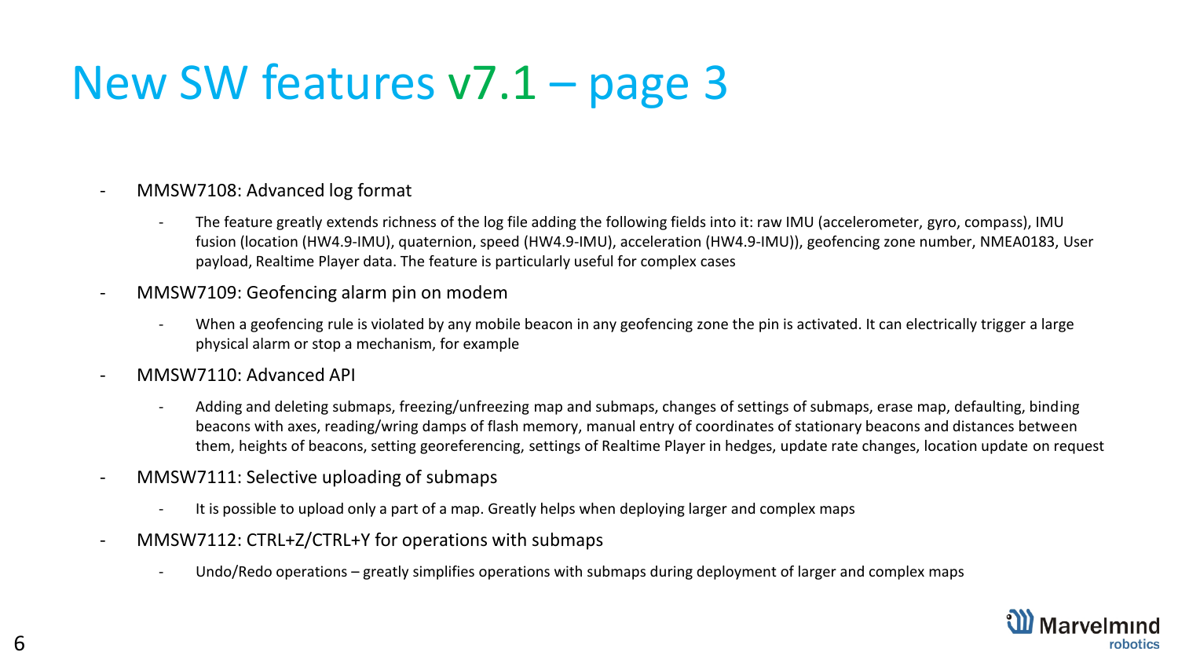# New SW features v7.1 – page 3

- MMSW7108: Advanced log format
  - The feature greatly extends richness of the log file adding the following fields into it: raw IMU (accelerometer, gyro, compass), IMU fusion (location (HW4.9-IMU), quaternion, speed (HW4.9-IMU), acceleration (HW4.9-IMU)), geofencing zone number, NMEA0183, User payload, Realtime Player data. The feature is particularly useful for complex cases
- MMSW7109: Geofencing alarm pin on modem
  - When a geofencing rule is violated by any mobile beacon in any geofencing zone the pin is activated. It can electrically trigger a large physical alarm or stop a mechanism, for example
- MMSW7110: Advanced API
  - Adding and deleting submaps, freezing/unfreezing map and submaps, changes of settings of submaps, erase map, defaulting, binding beacons with axes, reading/wring damps of flash memory, manual entry of coordinates of stationary beacons and distances between them, heights of beacons, setting georeferencing, settings of Realtime Player in hedges, update rate changes, location update on request
- MMSW7111: Selective uploading of submaps
  - It is possible to upload only a part of a map. Greatly helps when deploying larger and complex maps
- MMSW7112: CTRL+Z/CTRL+Y for operations with submaps
  - Undo/Redo operations – greatly simplifies operations with submaps during deployment of larger and complex maps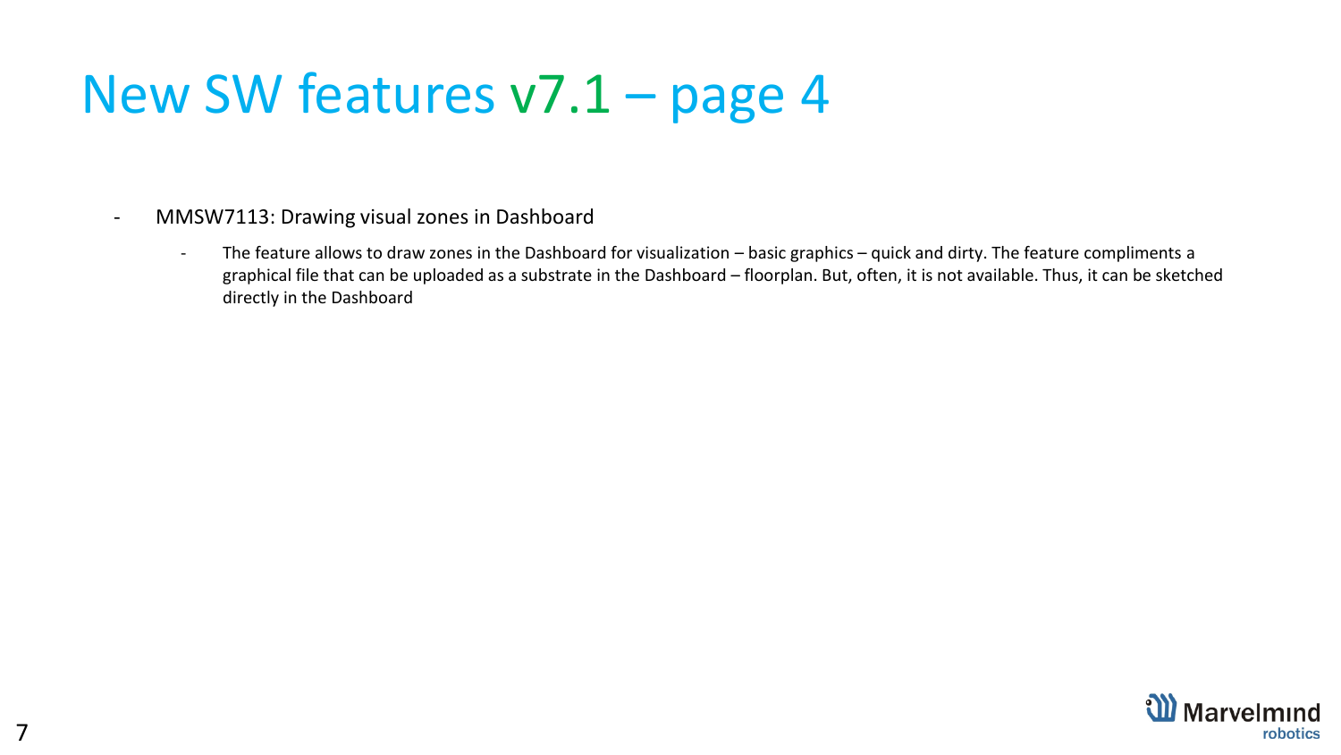# New SW features v7.1 – page 4

- MMSW7113: Drawing visual zones in Dashboard
  - The feature allows to draw zones in the Dashboard for visualization – basic graphics – quick and dirty. The feature compliments a graphical file that can be uploaded as a substrate in the Dashboard – floorplan. But, often, it is not available. Thus, it can be sketched directly in the Dashboard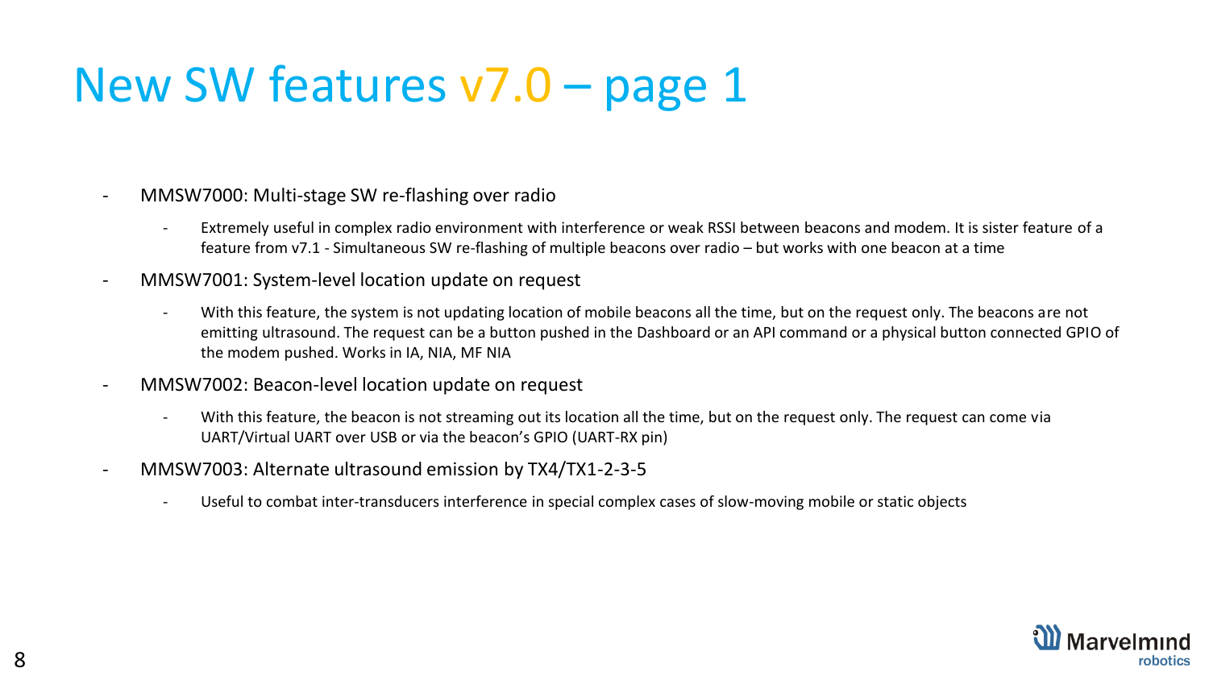# New SW features v7.0 – page 1

- MMSW7000: Multi-stage SW re-flashing over radio
  - Extremely useful in complex radio environment with interference or weak RSSI between beacons and modem. It is sister feature of a feature from v7.1 - Simultaneous SW re-flashing of multiple beacons over radio – but works with one beacon at a time
- MMSW7001: System-level location update on request
  - With this feature, the system is not updating location of mobile beacons all the time, but on the request only. The beacons are not emitting ultrasound. The request can be a button pushed in the Dashboard or an API command or a physical button connected GPIO of the modem pushed. Works in IA, NIA, MF NIA
- MMSW7002: Beacon-level location update on request
  - With this feature, the beacon is not streaming out its location all the time, but on the request only. The request can come via UART/Virtual UART over USB or via the beacon's GPIO (UART-RX pin)
- MMSW7003: Alternate ultrasound emission by TX4/TX1-2-3-5
  - Useful to combat inter-transducers interference in special complex cases of slow-moving mobile or static objects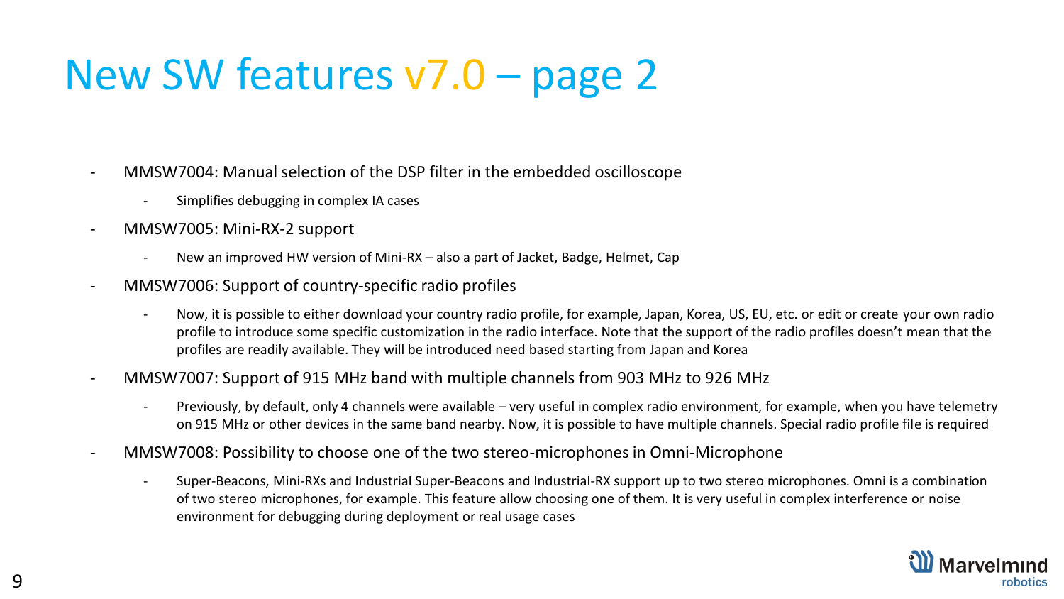# New SW features v7.0 – page 2

- MMSW7004: Manual selection of the DSP filter in the embedded oscilloscope
  - Simplifies debugging in complex IA cases
- MMSW7005: Mini-RX-2 support
  - New an improved HW version of Mini-RX – also a part of Jacket, Badge, Helmet, Cap
- MMSW7006: Support of country-specific radio profiles
  - Now, it is possible to either download your country radio profile, for example, Japan, Korea, US, EU, etc. or edit or create your own radio profile to introduce some specific customization in the radio interface. Note that the support of the radio profiles doesn't mean that the profiles are readily available. They will be introduced need based starting from Japan and Korea
- MMSW7007: Support of 915 MHz band with multiple channels from 903 MHz to 926 MHz
  - Previously, by default, only 4 channels were available – very useful in complex radio environment, for example, when you have telemetry on 915 MHz or other devices in the same band nearby. Now, it is possible to have multiple channels. Special radio profile file is required
- MMSW7008: Possibility to choose one of the two stereo-microphones in Omni-Microphone
  - Super-Beacons, Mini-RXs and Industrial Super-Beacons and Industrial-RX support up to two stereo microphones. Omni is a combination of two stereo microphones, for example. This feature allow choosing one of them. It is very useful in complex interference or noise environment for debugging during deployment or real usage cases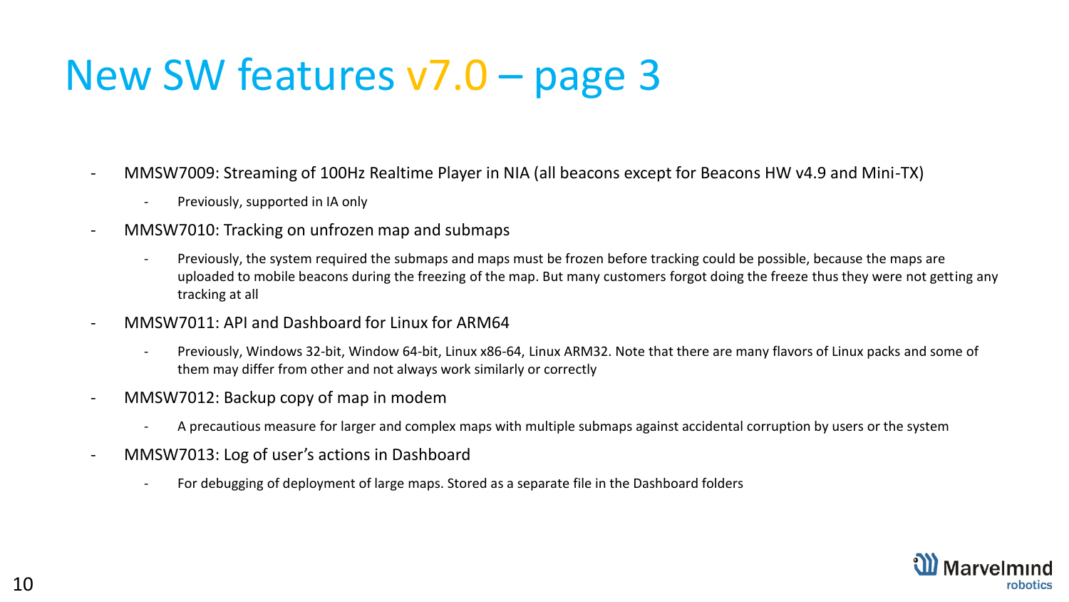# New SW features v7.0 – page 3

- MMSW7009: Streaming of 100Hz Realtime Player in NIA (all beacons except for Beacons HW v4.9 and Mini-TX)
  - Previously, supported in IA only
- MMSW7010: Tracking on unfrozen map and submaps
  - Previously, the system required the submaps and maps must be frozen before tracking could be possible, because the maps are uploaded to mobile beacons during the freezing of the map. But many customers forgot doing the freeze thus they were not getting any tracking at all
- MMSW7011: API and Dashboard for Linux for ARM64
  - Previously, Windows 32-bit, Window 64-bit, Linux x86-64, Linux ARM32. Note that there are many flavors of Linux packs and some of them may differ from other and not always work similarly or correctly
- MMSW7012: Backup copy of map in modem
  - A precautious measure for larger and complex maps with multiple submaps against accidental corruption by users or the system
- MMSW7013: Log of user's actions in Dashboard
  - For debugging of deployment of large maps. Stored as a separate file in the Dashboard folders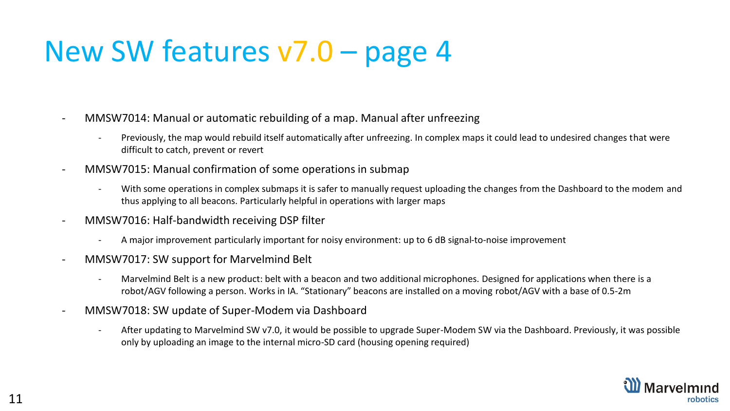# New SW features v7.0 – page 4

- MMSW7014: Manual or automatic rebuilding of a map. Manual after unfreezing
  - Previously, the map would rebuild itself automatically after unfreezing. In complex maps it could lead to undesired changes that were difficult to catch, prevent or revert
- MMSW7015: Manual confirmation of some operations in submap
  - With some operations in complex submaps it is safer to manually request uploading the changes from the Dashboard to the modem and thus applying to all beacons. Particularly helpful in operations with larger maps
- MMSW7016: Half-bandwidth receiving DSP filter
  - A major improvement particularly important for noisy environment: up to 6 dB signal-to-noise improvement
- MMSW7017: SW support for Marvelmind Belt
  - Marvelmind Belt is a new product: belt with a beacon and two additional microphones. Designed for applications when there is a robot/AGV following a person. Works in IA. “Stationary” beacons are installed on a moving robot/AGV with a base of 0.5-2m
- MMSW7018: SW update of Super-Modem via Dashboard
  - After updating to Marvelmind SW v7.0, it would be possible to upgrade Super-Modem SW via the Dashboard. Previously, it was possible only by uploading an image to the internal micro-SD card (housing opening required)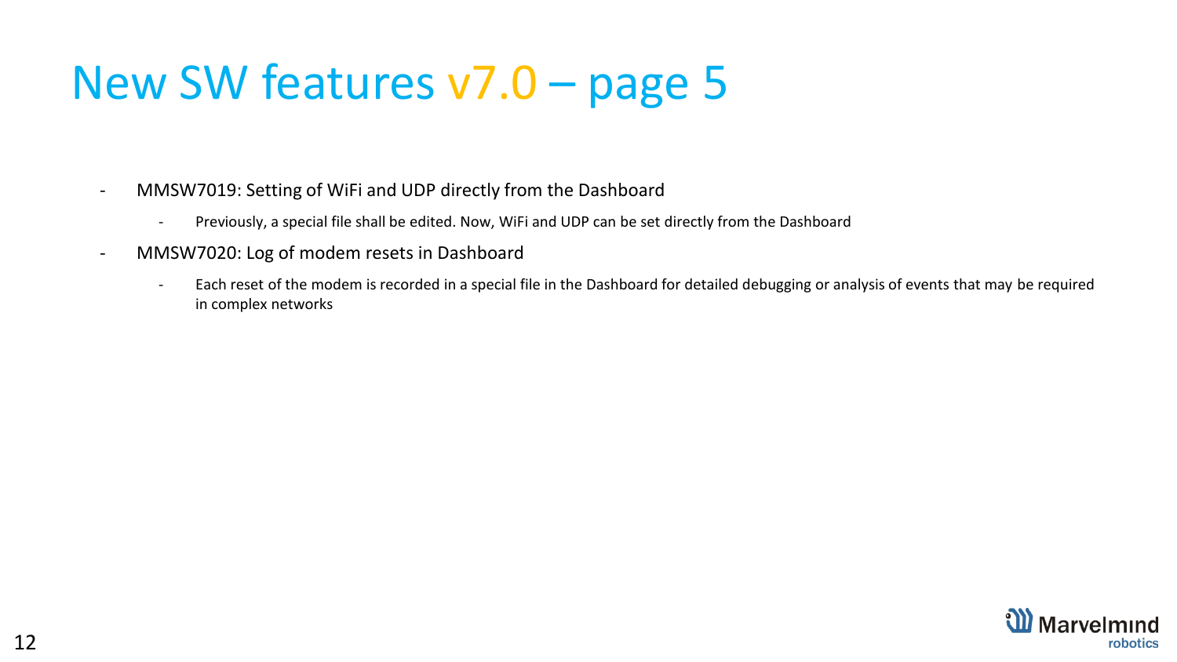# New SW features v7.0 – page 5

- MMSW7019: Setting of WiFi and UDP directly from the Dashboard
  - Previously, a special file shall be edited. Now, WiFi and UDP can be set directly from the Dashboard
- MMSW7020: Log of modem resets in Dashboard
  - Each reset of the modem is recorded in a special file in the Dashboard for detailed debugging or analysis of events that may be required in complex networks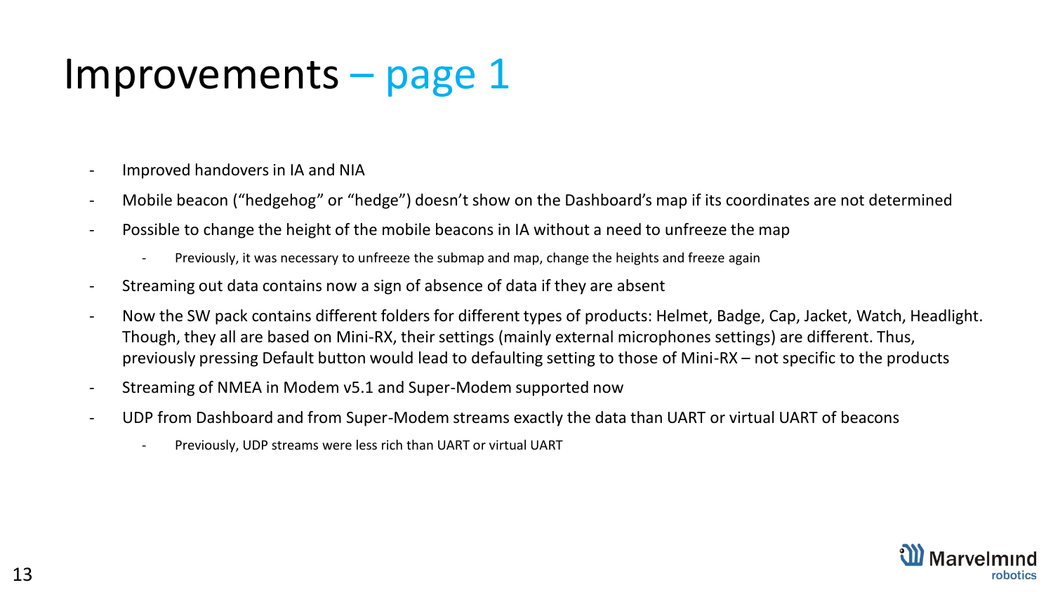# Improvements – page 1

- Improved handovers in IA and NIA
- Mobile beacon ("hedgehog" or "hedge") doesn't show on the Dashboard's map if its coordinates are not determined
- Possible to change the height of the mobile beacons in IA without a need to unfreeze the map
  - Previously, it was necessary to unfreeze the submap and map, change the heights and freeze again
- Streaming out data contains now a sign of absence of data if they are absent
- Now the SW pack contains different folders for different types of products: Helmet, Badge, Cap, Jacket, Watch, Headlight. Though, they all are based on Mini-RX, their settings (mainly external microphones settings) are different. Thus, previously pressing Default button would lead to defaulting setting to those of Mini-RX – not specific to the products
- Streaming of NMEA in Modem v5.1 and Super-Modem supported now
- UDP from Dashboard and from Super-Modem streams exactly the data than UART or virtual UART of beacons
  - Previously, UDP streams were less rich than UART or virtual UART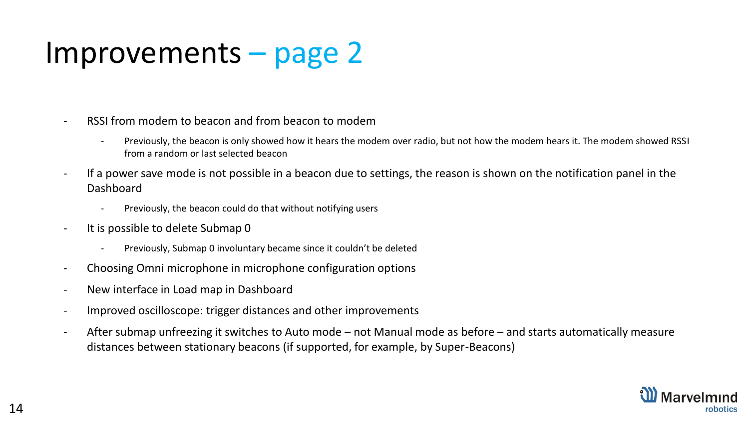# Improvements – page 2

- RSSI from modem to beacon and from beacon to modem
  - Previously, the beacon is only showed how it hears the modem over radio, but not how the modem hears it. The modem showed RSSI from a random or last selected beacon
- If a power save mode is not possible in a beacon due to settings, the reason is shown on the notification panel in the Dashboard
  - Previously, the beacon could do that without notifying users
- It is possible to delete Submap 0
  - Previously, Submap 0 involuntary became since it couldn't be deleted
- Choosing Omni microphone in microphone configuration options
- New interface in Load map in Dashboard
- Improved oscilloscope: trigger distances and other improvements
- After submap unfreezing it switches to Auto mode – not Manual mode as before – and starts automatically measure distances between stationary beacons (if supported, for example, by Super-Beacons)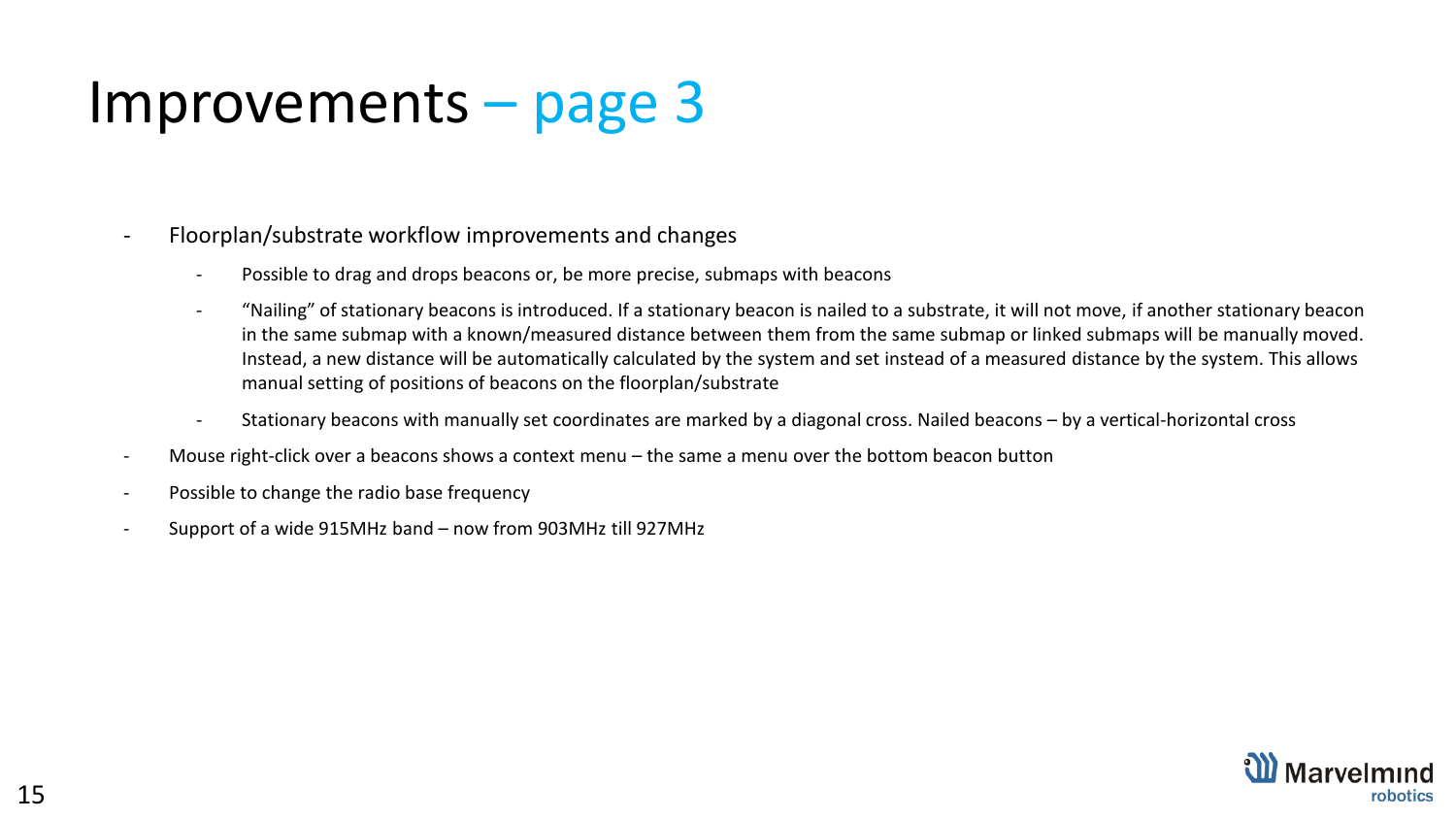# Improvements – page 3

- Floorplan/substrate workflow improvements and changes
  - Possible to drag and drops beacons or, be more precise, submaps with beacons
  - "Nailing" of stationary beacons is introduced. If a stationary beacon is nailed to a substrate, it will not move, if another stationary beacon in the same submap with a known/measured distance between them from the same submap or linked submaps will be manually moved. Instead, a new distance will be automatically calculated by the system and set instead of a measured distance by the system. This allows manual setting of positions of beacons on the floorplan/substrate
  - Stationary beacons with manually set coordinates are marked by a diagonal cross. Nailed beacons – by a vertical-horizontal cross
- Mouse right-click over a beacons shows a context menu – the same a menu over the bottom beacon button
- Possible to change the radio base frequency
- Support of a wide 915MHz band – now from 903MHz till 927MHz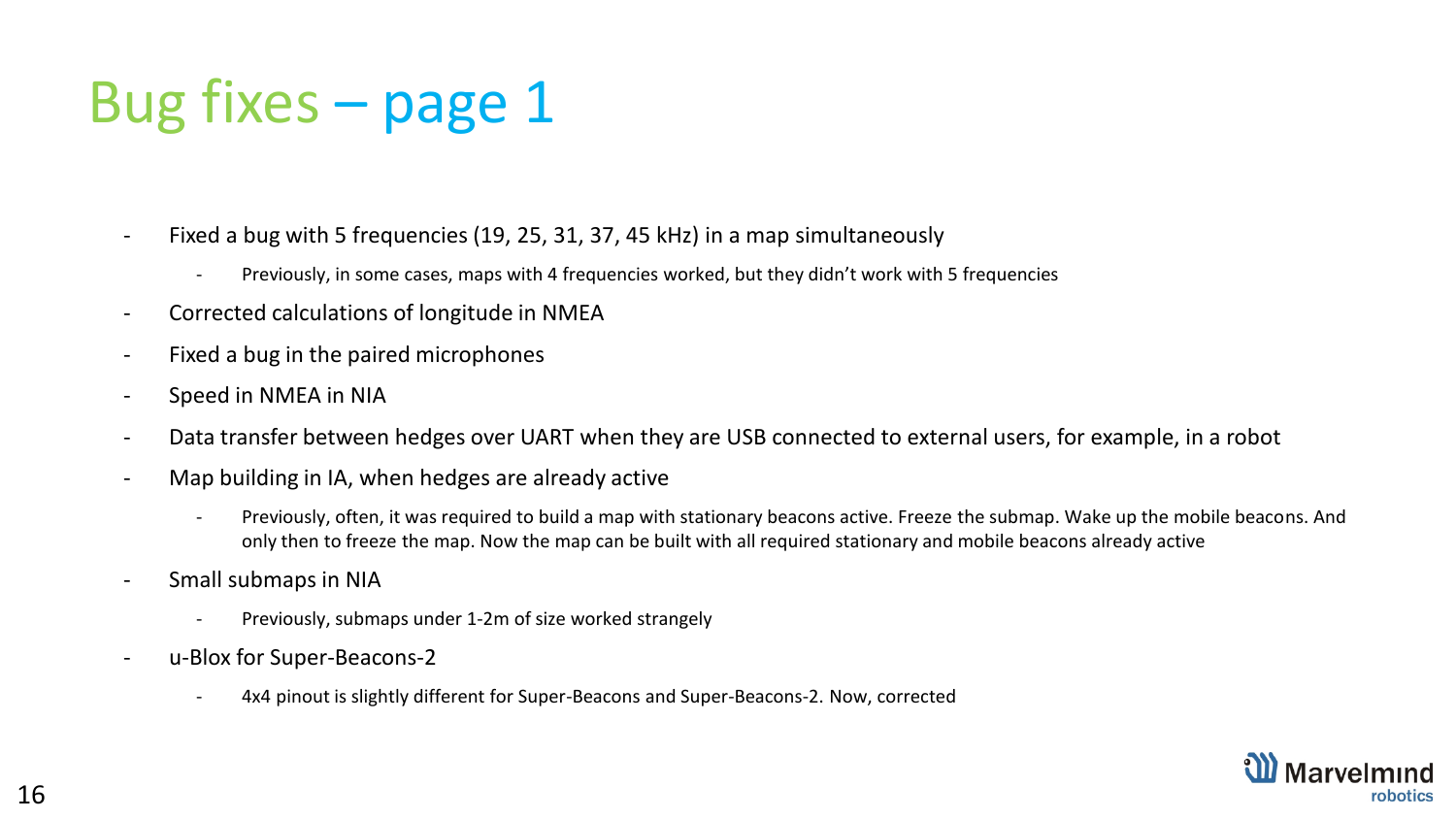# Bug fixes – page 1

- Fixed a bug with 5 frequencies (19, 25, 31, 37, 45 kHz) in a map simultaneously
  - Previously, in some cases, maps with 4 frequencies worked, but they didn't work with 5 frequencies
- Corrected calculations of longitude in NMEA
- Fixed a bug in the paired microphones
- Speed in NMEA in NIA
- Data transfer between hedges over UART when they are USB connected to external users, for example, in a robot
- Map building in IA, when hedges are already active
  - Previously, often, it was required to build a map with stationary beacons active. Freeze the submap. Wake up the mobile beacons. And only then to freeze the map. Now the map can be built with all required stationary and mobile beacons already active
- Small submaps in NIA
  - Previously, submaps under 1-2m of size worked strangely
- u-Blox for Super-Beacons-2
  - 4x4 pinout is slightly different for Super-Beacons and Super-Beacons-2. Now, corrected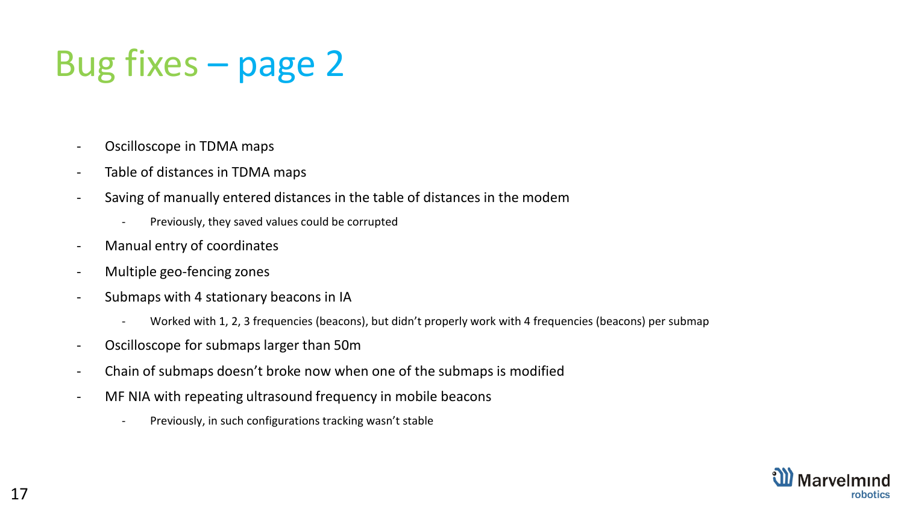# Bug fixes – page 2

- Oscilloscope in TDMA maps
- Table of distances in TDMA maps
- Saving of manually entered distances in the table of distances in the modem
    - Previously, they saved values could be corrupted
- Manual entry of coordinates
- Multiple geo-fencing zones
- Submaps with 4 stationary beacons in IA
    - Worked with 1, 2, 3 frequencies (beacons), but didn't properly work with 4 frequencies (beacons) per submap
- Oscilloscope for submaps larger than 50m
- Chain of submaps doesn't broke now when one of the submaps is modified
- MF NIA with repeating ultrasound frequency in mobile beacons
    - Previously, in such configurations tracking wasn't stable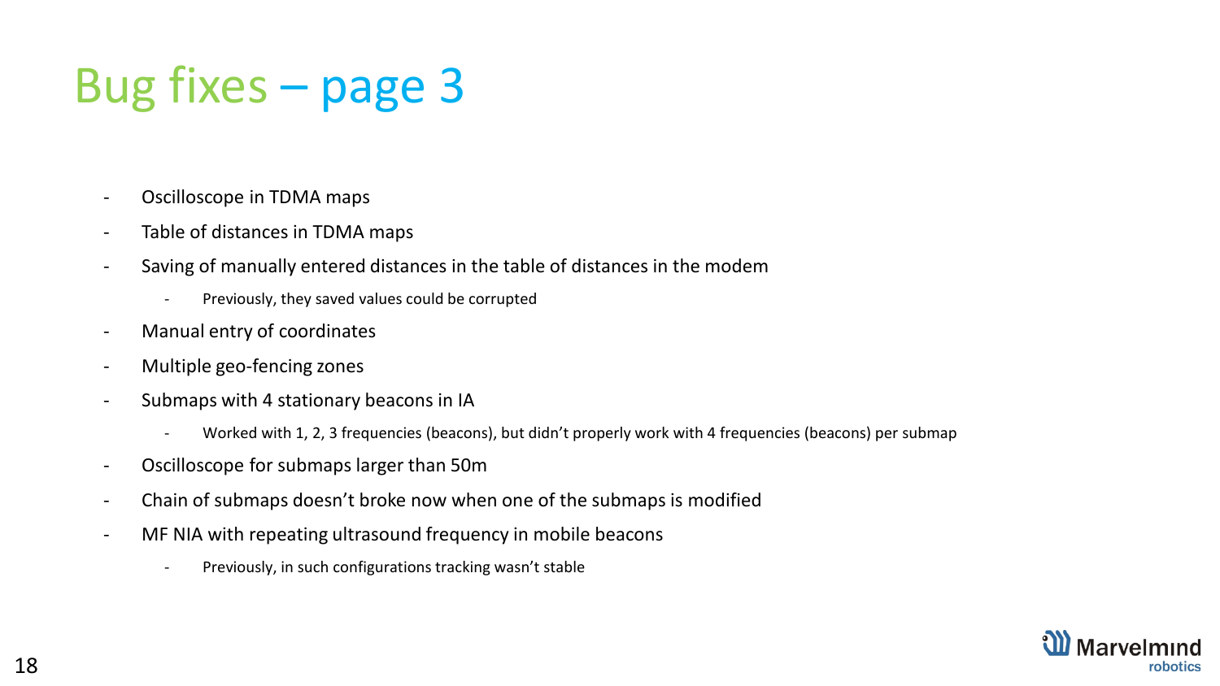# Bug fixes – page 3

- Oscilloscope in TDMA maps
- Table of distances in TDMA maps
- Saving of manually entered distances in the table of distances in the modem
    - Previously, they saved values could be corrupted
- Manual entry of coordinates
- Multiple geo-fencing zones
- Submaps with 4 stationary beacons in IA
    - Worked with 1, 2, 3 frequencies (beacons), but didn't properly work with 4 frequencies (beacons) per submap
- Oscilloscope for submaps larger than 50m
- Chain of submaps doesn't broke now when one of the submaps is modified
- MF NIA with repeating ultrasound frequency in mobile beacons
    - Previously, in such configurations tracking wasn't stable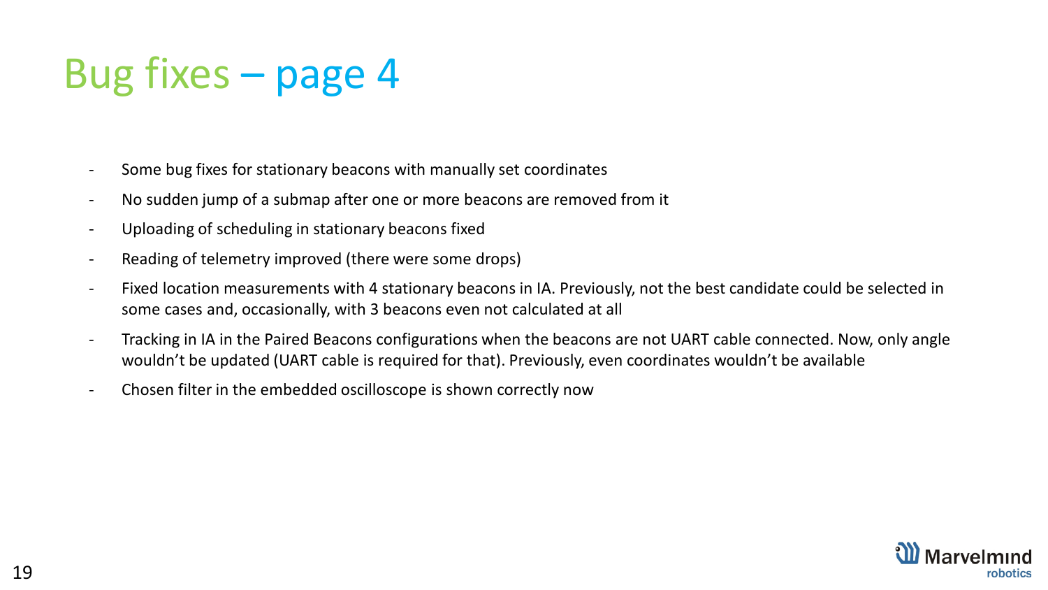# Bug fixes – page 4

- Some bug fixes for stationary beacons with manually set coordinates
- No sudden jump of a submap after one or more beacons are removed from it
- Uploading of scheduling in stationary beacons fixed
- Reading of telemetry improved (there were some drops)
- Fixed location measurements with 4 stationary beacons in IA. Previously, not the best candidate could be selected in some cases and, occasionally, with 3 beacons even not calculated at all
- Tracking in IA in the Paired Beacons configurations when the beacons are not UART cable connected. Now, only angle wouldn't be updated (UART cable is required for that). Previously, even coordinates wouldn't be available
- Chosen filter in the embedded oscilloscope is shown correctly now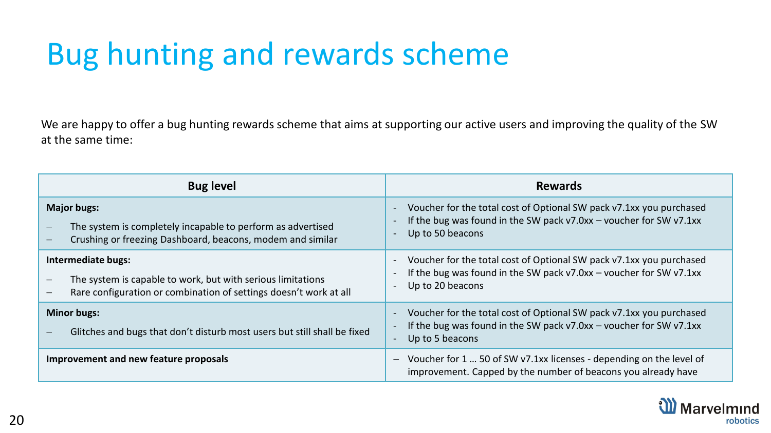# Bug hunting and rewards scheme

We are happy to offer a bug hunting rewards scheme that aims at supporting our active users and improving the quality of the SW at the same time:

| Bug level | Rewards |
|---|---|
| **Major bugs:**<br>– The system is completely incapable to perform as advertised<br>– Crushing or freezing Dashboard, beacons, modem and similar | - Voucher for the total cost of Optional SW pack v7.1xx you purchased<br>- If the bug was found in the SW pack v7.0xx – voucher for SW v7.1xx<br>- Up to 50 beacons |
| **Intermediate bugs:**<br>– The system is capable to work, but with serious limitations<br>– Rare configuration or combination of settings doesn't work at all | - Voucher for the total cost of Optional SW pack v7.1xx you purchased<br>- If the bug was found in the SW pack v7.0xx – voucher for SW v7.1xx<br>- Up to 20 beacons |
| **Minor bugs:**<br>– Glitches and bugs that don't disturb most users but still shall be fixed | - Voucher for the total cost of Optional SW pack v7.1xx you purchased<br>- If the bug was found in the SW pack v7.0xx – voucher for SW v7.1xx<br>- Up to 5 beacons |
| **Improvement and new feature proposals** | – Voucher for 1 … 50 of SW v7.1xx licenses - depending on the level of improvement. Capped by the number of beacons you already have |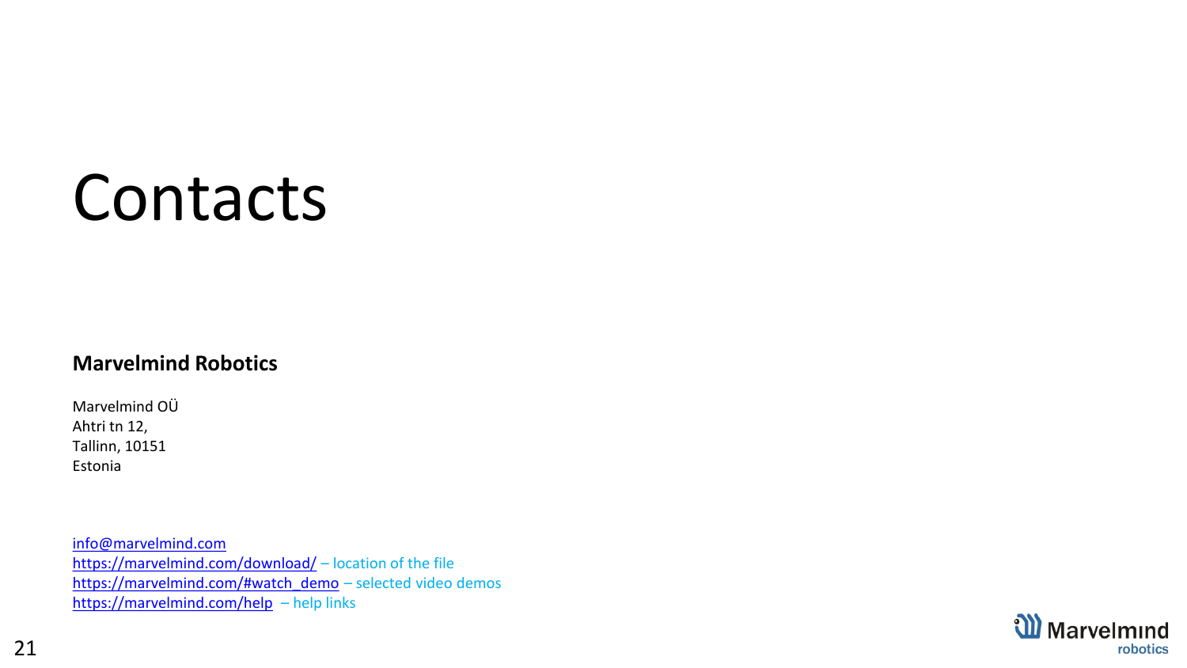# Contacts

**Marvelmind Robotics**

Marvelmind OÜ
Ahtri tn 12,
Tallinn, 10151
Estonia

info@marvelmind.com
https://marvelmind.com/download/ – location of the file
https://marvelmind.com/#watch_demo – selected video demos
https://marvelmind.com/help – help links

Marvelmind robotics